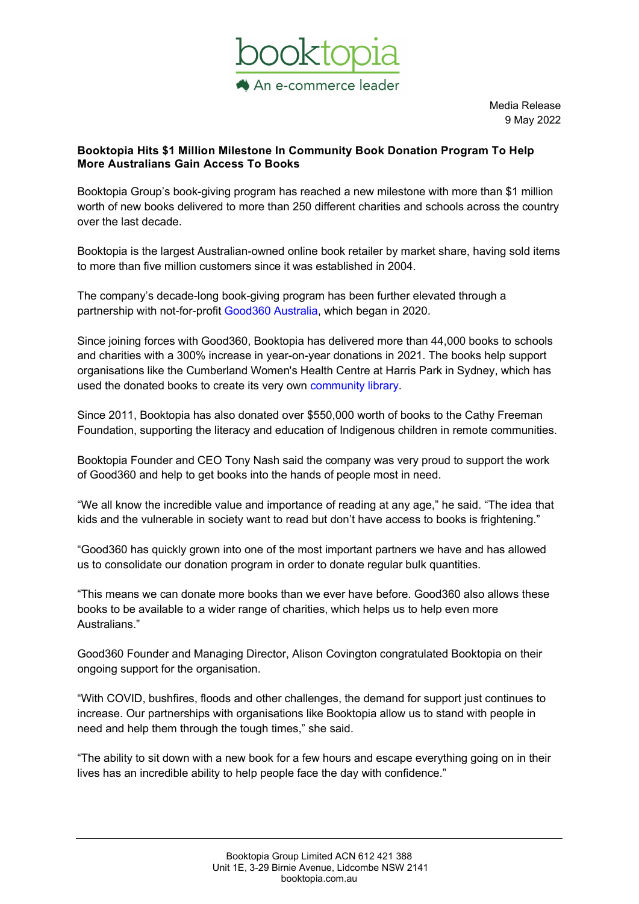booktopia
An e-commerce leader

Media Release
9 May 2022

**Booktopia Hits $1 Million Milestone In Community Book Donation Program To Help More Australians Gain Access To Books**

Booktopia Group's book-giving program has reached a new milestone with more than $1 million worth of new books delivered to more than 250 different charities and schools across the country over the last decade.

Booktopia is the largest Australian-owned online book retailer by market share, having sold items to more than five million customers since it was established in 2004.

The company's decade-long book-giving program has been further elevated through a partnership with not-for-profit Good360 Australia, which began in 2020.

Since joining forces with Good360, Booktopia has delivered more than 44,000 books to schools and charities with a 300% increase in year-on-year donations in 2021. The books help support organisations like the Cumberland Women's Health Centre at Harris Park in Sydney, which has used the donated books to create its very own community library.

Since 2011, Booktopia has also donated over $550,000 worth of books to the Cathy Freeman Foundation, supporting the literacy and education of Indigenous children in remote communities.

Booktopia Founder and CEO Tony Nash said the company was very proud to support the work of Good360 and help to get books into the hands of people most in need.

"We all know the incredible value and importance of reading at any age," he said. "The idea that kids and the vulnerable in society want to read but don't have access to books is frightening."

"Good360 has quickly grown into one of the most important partners we have and has allowed us to consolidate our donation program in order to donate regular bulk quantities.

"This means we can donate more books than we ever have before. Good360 also allows these books to be available to a wider range of charities, which helps us to help even more Australians."

Good360 Founder and Managing Director, Alison Covington congratulated Booktopia on their ongoing support for the organisation.

"With COVID, bushfires, floods and other challenges, the demand for support just continues to increase. Our partnerships with organisations like Booktopia allow us to stand with people in need and help them through the tough times," she said.

"The ability to sit down with a new book for a few hours and escape everything going on in their lives has an incredible ability to help people face the day with confidence."

Booktopia Group Limited ACN 612 421 388
Unit 1E, 3-29 Birnie Avenue, Lidcombe NSW 2141
booktopia.com.au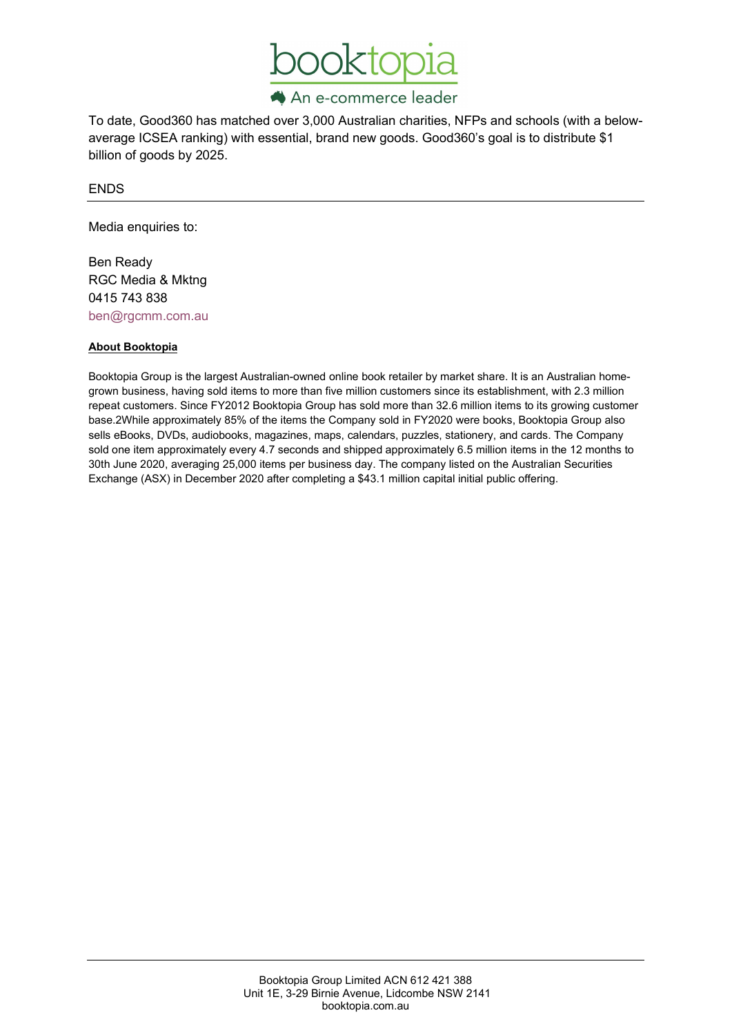To date, Good360 has matched over 3,000 Australian charities, NFPs and schools (with a below-average ICSEA ranking) with essential, brand new goods. Good360's goal is to distribute $1 billion of goods by 2025.

ENDS

---

Media enquiries to:

Ben Ready
RGC Media & Mktng
0415 743 838
ben@rgcmm.com.au

**About Booktopia**

Booktopia Group is the largest Australian-owned online book retailer by market share. It is an Australian home-grown business, having sold items to more than five million customers since its establishment, with 2.3 million repeat customers. Since FY2012 Booktopia Group has sold more than 32.6 million items to its growing customer base.2While approximately 85% of the items the Company sold in FY2020 were books, Booktopia Group also sells eBooks, DVDs, audiobooks, magazines, maps, calendars, puzzles, stationery, and cards. The Company sold one item approximately every 4.7 seconds and shipped approximately 6.5 million items in the 12 months to 30th June 2020, averaging 25,000 items per business day. The company listed on the Australian Securities Exchange (ASX) in December 2020 after completing a $43.1 million capital initial public offering.